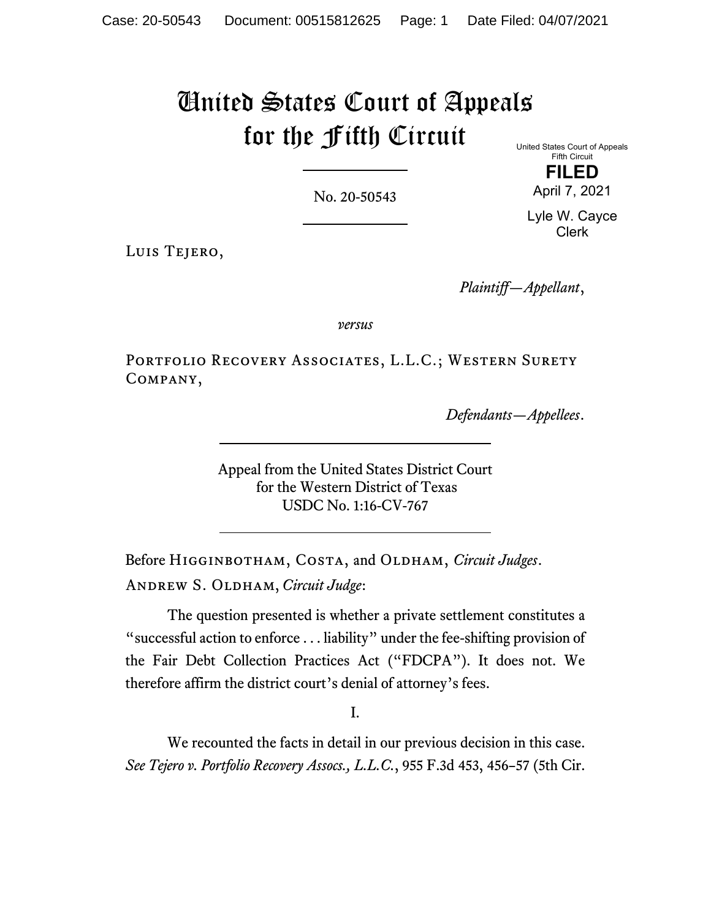# United States Court of Appeals for the Fifth Circuit

United States Court of Appeals
Fifth Circuit

**FILED**

April 7, 2021

Lyle W. Cayce
Clerk

No. 20-50543

Luis Tejero,

*Plaintiff—Appellant*,

*versus*

Portfolio Recovery Associates, L.L.C.; Western Surety Company,

*Defendants—Appellees*.

Appeal from the United States District Court
for the Western District of Texas
USDC No. 1:16-CV-767

Before Higginbotham, Costa, and Oldham, *Circuit Judges*.

Andrew S. Oldham, *Circuit Judge*:

The question presented is whether a private settlement constitutes a "successful action to enforce . . . liability" under the fee-shifting provision of the Fair Debt Collection Practices Act ("FDCPA"). It does not. We therefore affirm the district court's denial of attorney's fees.

I.

We recounted the facts in detail in our previous decision in this case. *See Tejero v. Portfolio Recovery Assocs., L.L.C.*, 955 F.3d 453, 456–57 (5th Cir.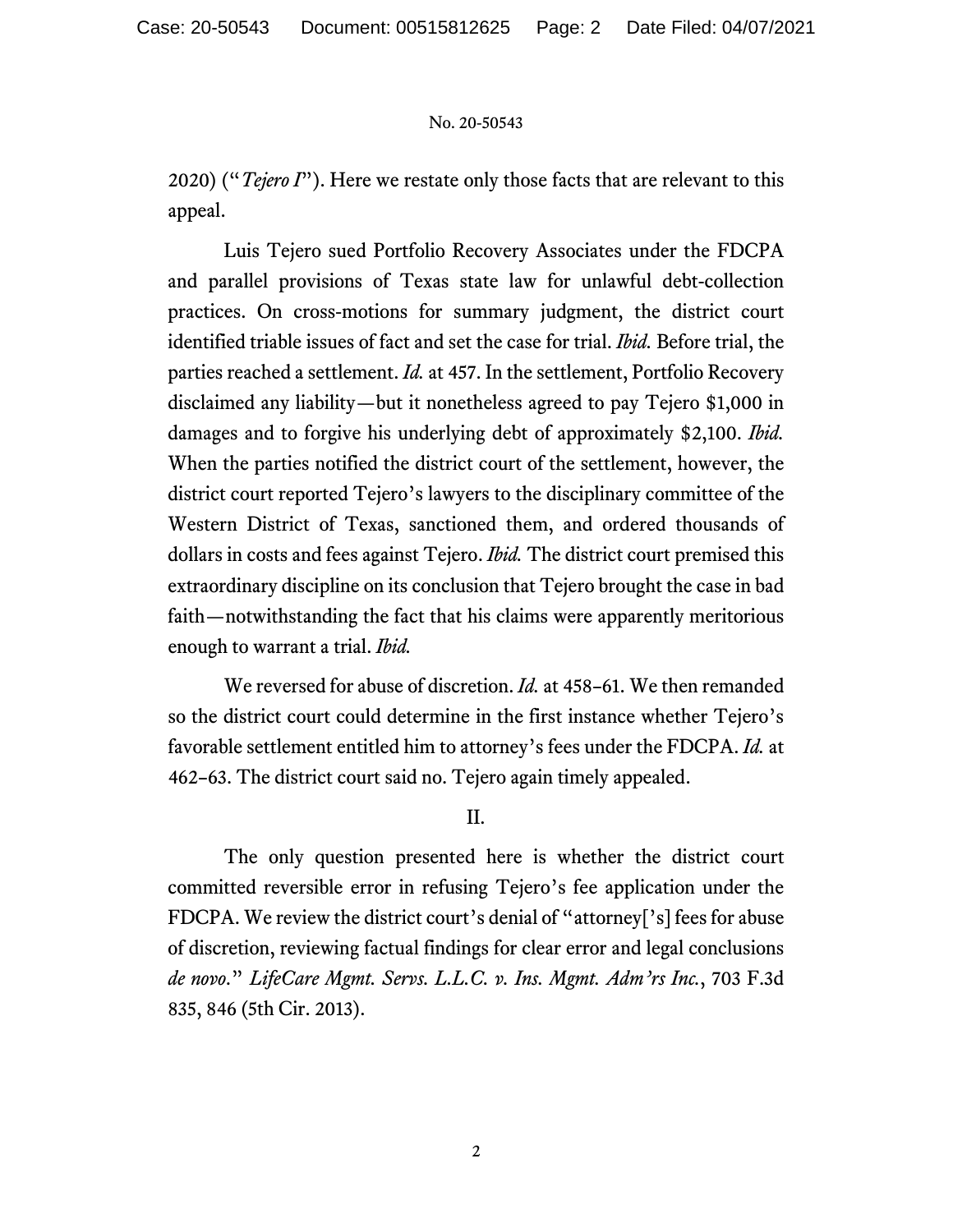2020) ("*Tejero I*"). Here we restate only those facts that are relevant to this appeal.

Luis Tejero sued Portfolio Recovery Associates under the FDCPA and parallel provisions of Texas state law for unlawful debt-collection practices. On cross-motions for summary judgment, the district court identified triable issues of fact and set the case for trial. *Ibid.* Before trial, the parties reached a settlement. *Id.* at 457. In the settlement, Portfolio Recovery disclaimed any liability—but it nonetheless agreed to pay Tejero $1,000 in damages and to forgive his underlying debt of approximately $2,100. *Ibid.* When the parties notified the district court of the settlement, however, the district court reported Tejero's lawyers to the disciplinary committee of the Western District of Texas, sanctioned them, and ordered thousands of dollars in costs and fees against Tejero. *Ibid.* The district court premised this extraordinary discipline on its conclusion that Tejero brought the case in bad faith—notwithstanding the fact that his claims were apparently meritorious enough to warrant a trial. *Ibid.*

We reversed for abuse of discretion. *Id.* at 458–61. We then remanded so the district court could determine in the first instance whether Tejero's favorable settlement entitled him to attorney's fees under the FDCPA. *Id.* at 462–63. The district court said no. Tejero again timely appealed.

## II.

The only question presented here is whether the district court committed reversible error in refusing Tejero's fee application under the FDCPA. We review the district court's denial of "attorney['s] fees for abuse of discretion, reviewing factual findings for clear error and legal conclusions *de novo*." *LifeCare Mgmt. Servs. L.L.C. v. Ins. Mgmt. Adm'rs Inc.*, 703 F.3d 835, 846 (5th Cir. 2013).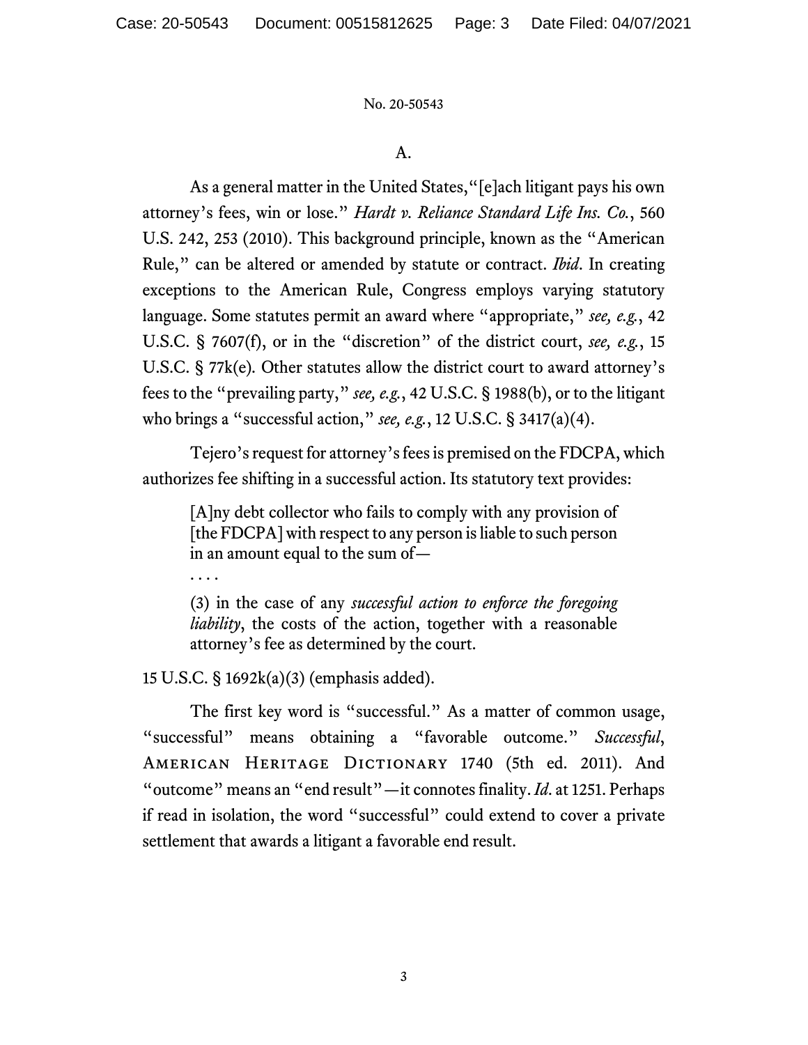A.

As a general matter in the United States, "[e]ach litigant pays his own attorney's fees, win or lose." *Hardt v. Reliance Standard Life Ins. Co.*, 560 U.S. 242, 253 (2010). This background principle, known as the "American Rule," can be altered or amended by statute or contract. *Ibid*. In creating exceptions to the American Rule, Congress employs varying statutory language. Some statutes permit an award where "appropriate," *see, e.g.*, 42 U.S.C. § 7607(f), or in the "discretion" of the district court, *see, e.g.*, 15 U.S.C. § 77k(e). Other statutes allow the district court to award attorney's fees to the "prevailing party," *see, e.g.*, 42 U.S.C. § 1988(b), or to the litigant who brings a "successful action," *see, e.g.*, 12 U.S.C. § 3417(a)(4).

Tejero's request for attorney's fees is premised on the FDCPA, which authorizes fee shifting in a successful action. Its statutory text provides:

> [A]ny debt collector who fails to comply with any provision of [the FDCPA] with respect to any person is liable to such person in an amount equal to the sum of—
>
> . . . .
>
> (3) in the case of any *successful action to enforce the foregoing liability*, the costs of the action, together with a reasonable attorney's fee as determined by the court.

15 U.S.C. § 1692k(a)(3) (emphasis added).

The first key word is "successful." As a matter of common usage, "successful" means obtaining a "favorable outcome." *Successful*, American Heritage Dictionary 1740 (5th ed. 2011). And "outcome" means an "end result"—it connotes finality. *Id*. at 1251. Perhaps if read in isolation, the word "successful" could extend to cover a private settlement that awards a litigant a favorable end result.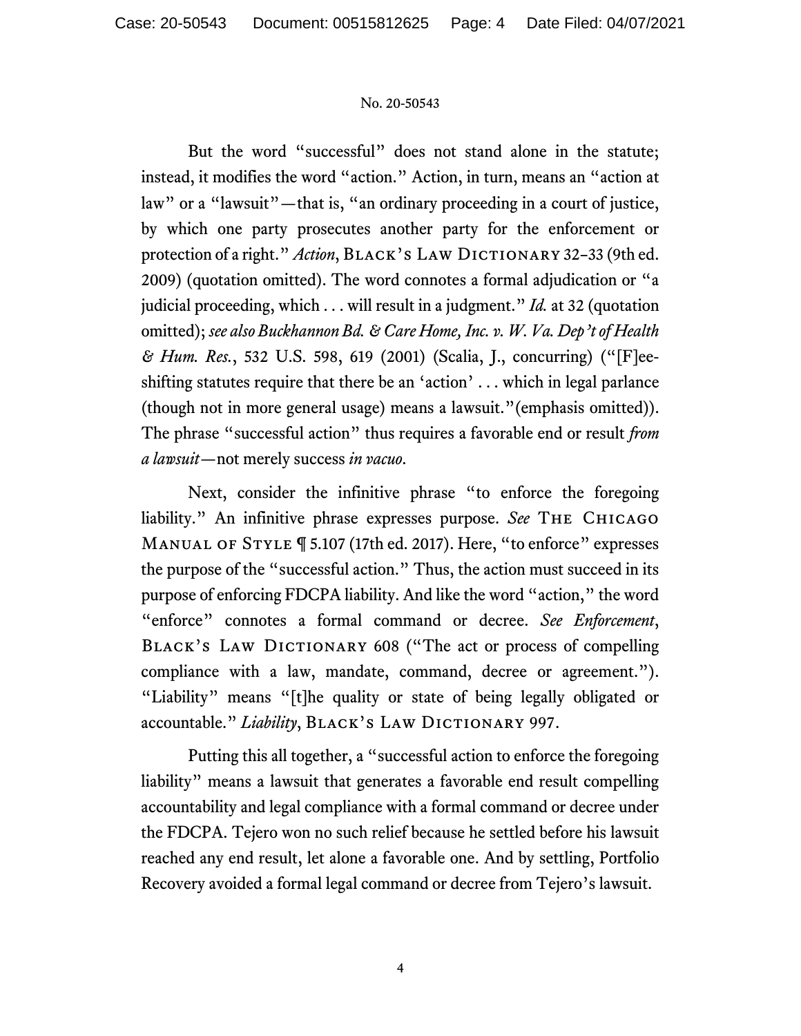But the word "successful" does not stand alone in the statute; instead, it modifies the word "action." Action, in turn, means an "action at law" or a "lawsuit"—that is, "an ordinary proceeding in a court of justice, by which one party prosecutes another party for the enforcement or protection of a right." *Action*, BLACK'S LAW DICTIONARY 32–33 (9th ed. 2009) (quotation omitted). The word connotes a formal adjudication or "a judicial proceeding, which . . . will result in a judgment." *Id.* at 32 (quotation omitted); *see also Buckhannon Bd. & Care Home, Inc. v. W. Va. Dep't of Health & Hum. Res.*, 532 U.S. 598, 619 (2001) (Scalia, J., concurring) ("[F]ee-shifting statutes require that there be an 'action' . . . which in legal parlance (though not in more general usage) means a lawsuit."(emphasis omitted)). The phrase "successful action" thus requires a favorable end or result *from a lawsuit*—not merely success *in vacuo*.

Next, consider the infinitive phrase "to enforce the foregoing liability." An infinitive phrase expresses purpose. *See* THE CHICAGO MANUAL OF STYLE ¶ 5.107 (17th ed. 2017). Here, "to enforce" expresses the purpose of the "successful action." Thus, the action must succeed in its purpose of enforcing FDCPA liability. And like the word "action," the word "enforce" connotes a formal command or decree. *See Enforcement*, BLACK'S LAW DICTIONARY 608 ("The act or process of compelling compliance with a law, mandate, command, decree or agreement."). "Liability" means "[t]he quality or state of being legally obligated or accountable." *Liability*, BLACK'S LAW DICTIONARY 997.

Putting this all together, a "successful action to enforce the foregoing liability" means a lawsuit that generates a favorable end result compelling accountability and legal compliance with a formal command or decree under the FDCPA. Tejero won no such relief because he settled before his lawsuit reached any end result, let alone a favorable one. And by settling, Portfolio Recovery avoided a formal legal command or decree from Tejero's lawsuit.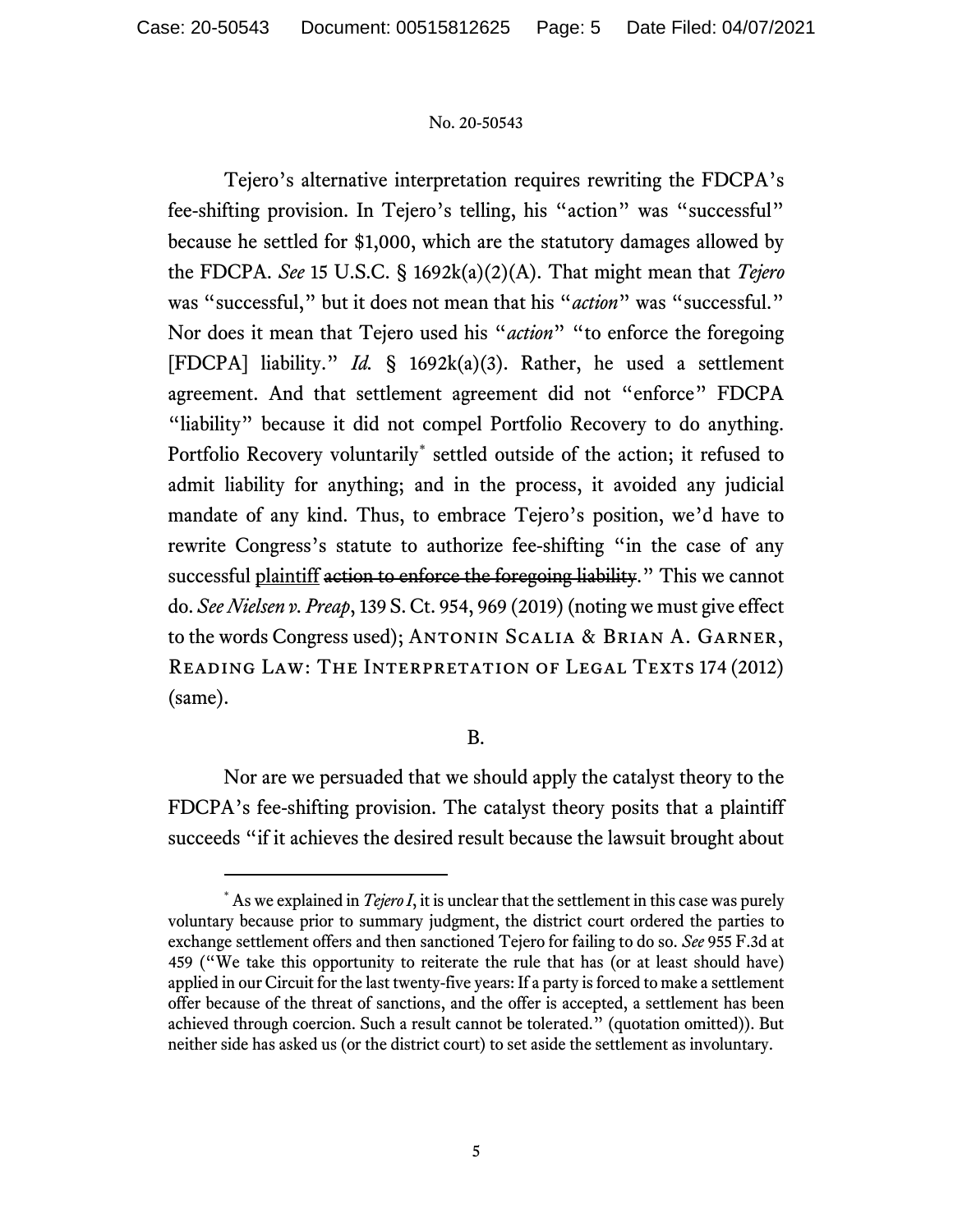Tejero's alternative interpretation requires rewriting the FDCPA's fee-shifting provision. In Tejero's telling, his "action" was "successful" because he settled for $1,000, which are the statutory damages allowed by the FDCPA. *See* 15 U.S.C. § 1692k(a)(2)(A). That might mean that *Tejero* was "successful," but it does not mean that his "*action*" was "successful." Nor does it mean that Tejero used his "*action*" "to enforce the foregoing [FDCPA] liability." *Id.* § 1692k(a)(3). Rather, he used a settlement agreement. And that settlement agreement did not "enforce" FDCPA "liability" because it did not compel Portfolio Recovery to do anything. Portfolio Recovery voluntarily[*] settled outside of the action; it refused to admit liability for anything; and in the process, it avoided any judicial mandate of any kind. Thus, to embrace Tejero's position, we'd have to rewrite Congress's statute to authorize fee-shifting "in the case of any successful <u>plaintiff</u> ~~action to enforce the foregoing liability~~." This we cannot do. *See Nielsen v. Preap*, 139 S. Ct. 954, 969 (2019) (noting we must give effect to the words Congress used); ANTONIN SCALIA & BRIAN A. GARNER, READING LAW: THE INTERPRETATION OF LEGAL TEXTS 174 (2012) (same).

B.

Nor are we persuaded that we should apply the catalyst theory to the FDCPA's fee-shifting provision. The catalyst theory posits that a plaintiff succeeds "if it achieves the desired result because the lawsuit brought about

---

[*] As we explained in *Tejero I*, it is unclear that the settlement in this case was purely voluntary because prior to summary judgment, the district court ordered the parties to exchange settlement offers and then sanctioned Tejero for failing to do so. *See* 955 F.3d at 459 ("We take this opportunity to reiterate the rule that has (or at least should have) applied in our Circuit for the last twenty-five years: If a party is forced to make a settlement offer because of the threat of sanctions, and the offer is accepted, a settlement has been achieved through coercion. Such a result cannot be tolerated." (quotation omitted)). But neither side has asked us (or the district court) to set aside the settlement as involuntary.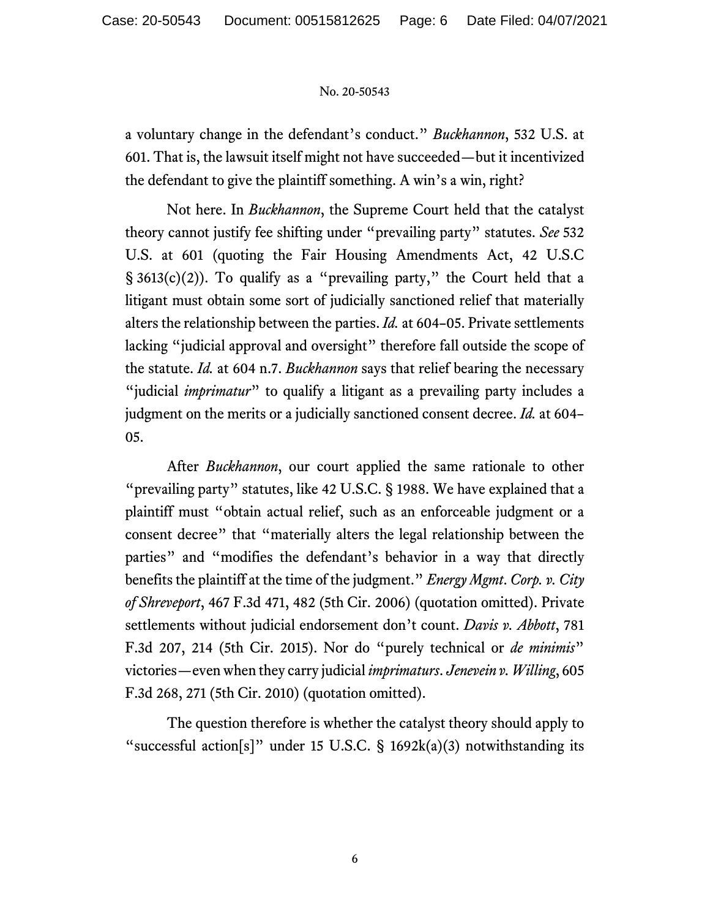a voluntary change in the defendant's conduct." *Buckhannon*, 532 U.S. at 601. That is, the lawsuit itself might not have succeeded—but it incentivized the defendant to give the plaintiff something. A win's a win, right?

Not here. In *Buckhannon*, the Supreme Court held that the catalyst theory cannot justify fee shifting under "prevailing party" statutes. *See* 532 U.S. at 601 (quoting the Fair Housing Amendments Act, 42 U.S.C § 3613(c)(2)). To qualify as a "prevailing party," the Court held that a litigant must obtain some sort of judicially sanctioned relief that materially alters the relationship between the parties. *Id.* at 604–05. Private settlements lacking "judicial approval and oversight" therefore fall outside the scope of the statute. *Id.* at 604 n.7. *Buckhannon* says that relief bearing the necessary "judicial *imprimatur*" to qualify a litigant as a prevailing party includes a judgment on the merits or a judicially sanctioned consent decree. *Id.* at 604–05.

After *Buckhannon*, our court applied the same rationale to other "prevailing party" statutes, like 42 U.S.C. § 1988. We have explained that a plaintiff must "obtain actual relief, such as an enforceable judgment or a consent decree" that "materially alters the legal relationship between the parties" and "modifies the defendant's behavior in a way that directly benefits the plaintiff at the time of the judgment." *Energy Mgmt. Corp. v. City of Shreveport*, 467 F.3d 471, 482 (5th Cir. 2006) (quotation omitted). Private settlements without judicial endorsement don't count. *Davis v. Abbott*, 781 F.3d 207, 214 (5th Cir. 2015). Nor do "purely technical or *de minimis*" victories—even when they carry judicial *imprimaturs*. *Jenevein v. Willing*, 605 F.3d 268, 271 (5th Cir. 2010) (quotation omitted).

The question therefore is whether the catalyst theory should apply to "successful action[s]" under 15 U.S.C. § 1692k(a)(3) notwithstanding its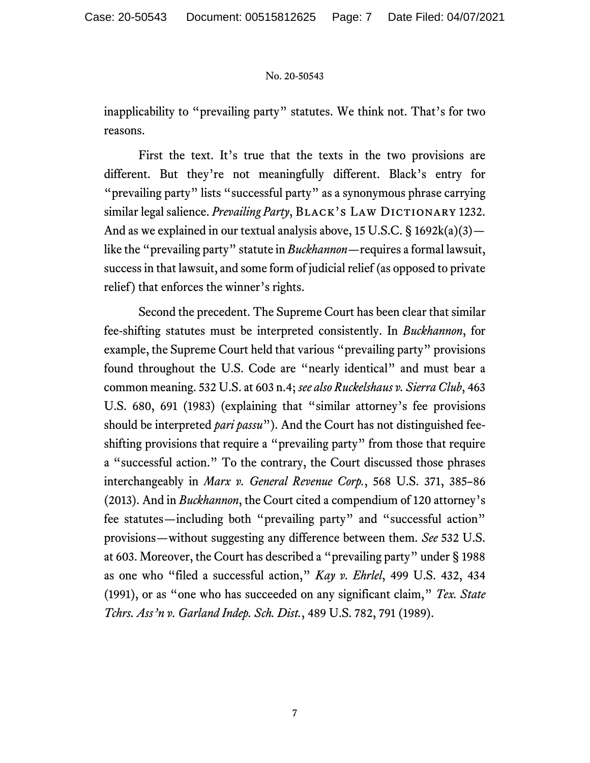inapplicability to "prevailing party" statutes. We think not. That's for two reasons.

First the text. It's true that the texts in the two provisions are different. But they're not meaningfully different. Black's entry for "prevailing party" lists "successful party" as a synonymous phrase carrying similar legal salience. *Prevailing Party*, BLACK'S LAW DICTIONARY 1232. And as we explained in our textual analysis above, 15 U.S.C. § 1692k(a)(3)—like the "prevailing party" statute in *Buckhannon*—requires a formal lawsuit, success in that lawsuit, and some form of judicial relief (as opposed to private relief) that enforces the winner's rights.

Second the precedent. The Supreme Court has been clear that similar fee-shifting statutes must be interpreted consistently. In *Buckhannon*, for example, the Supreme Court held that various "prevailing party" provisions found throughout the U.S. Code are "nearly identical" and must bear a common meaning. 532 U.S. at 603 n.4; *see also Ruckelshaus v. Sierra Club*, 463 U.S. 680, 691 (1983) (explaining that "similar attorney's fee provisions should be interpreted *pari passu*"). And the Court has not distinguished fee-shifting provisions that require a "prevailing party" from those that require a "successful action." To the contrary, the Court discussed those phrases interchangeably in *Marx v. General Revenue Corp.*, 568 U.S. 371, 385–86 (2013). And in *Buckhannon*, the Court cited a compendium of 120 attorney's fee statutes—including both "prevailing party" and "successful action" provisions—without suggesting any difference between them. *See* 532 U.S. at 603. Moreover, the Court has described a "prevailing party" under § 1988 as one who "filed a successful action," *Kay v. Ehrlel*, 499 U.S. 432, 434 (1991), or as "one who has succeeded on any significant claim," *Tex. State Tchrs. Ass'n v. Garland Indep. Sch. Dist.*, 489 U.S. 782, 791 (1989).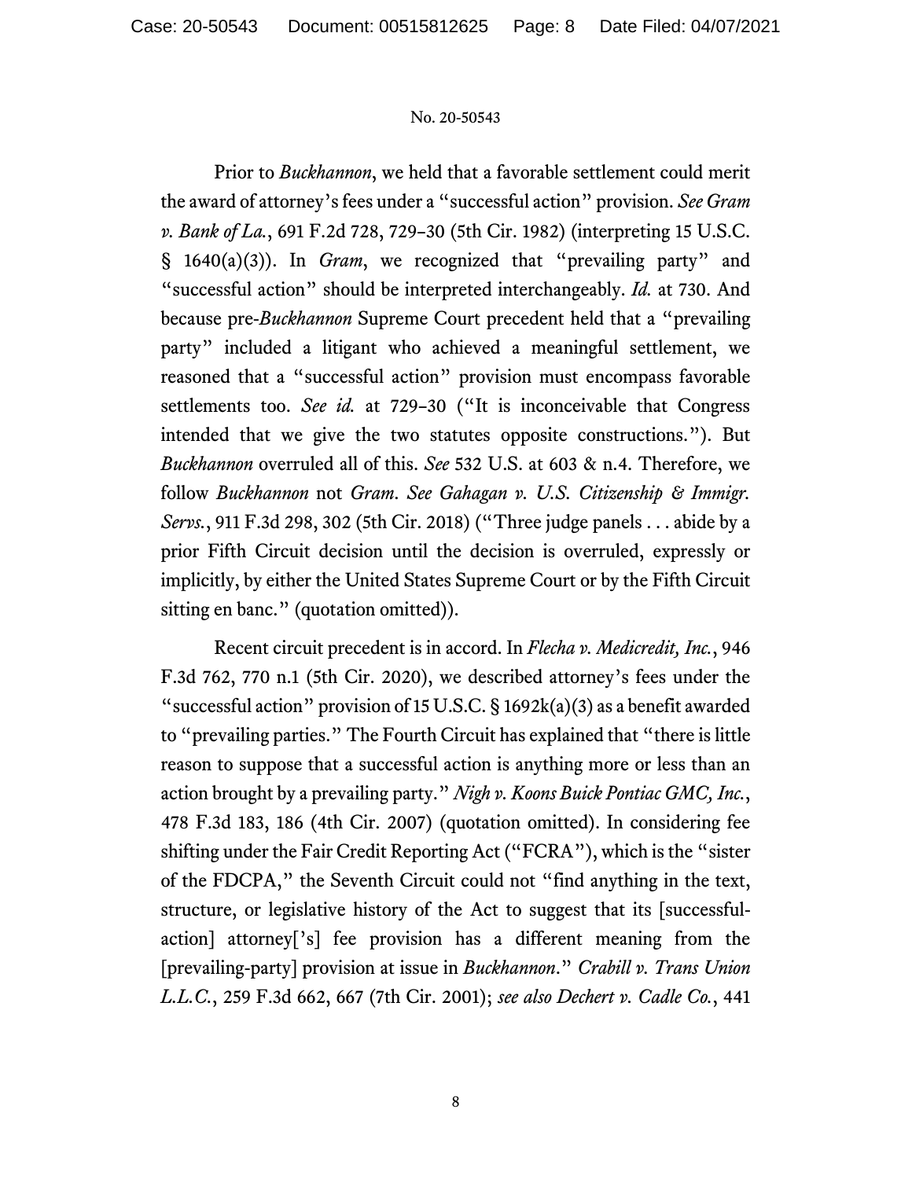Prior to *Buckhannon*, we held that a favorable settlement could merit the award of attorney's fees under a "successful action" provision. *See Gram v. Bank of La.*, 691 F.2d 728, 729–30 (5th Cir. 1982) (interpreting 15 U.S.C. § 1640(a)(3)). In *Gram*, we recognized that "prevailing party" and "successful action" should be interpreted interchangeably. *Id.* at 730. And because pre-*Buckhannon* Supreme Court precedent held that a "prevailing party" included a litigant who achieved a meaningful settlement, we reasoned that a "successful action" provision must encompass favorable settlements too. *See id.* at 729–30 ("It is inconceivable that Congress intended that we give the two statutes opposite constructions."). But *Buckhannon* overruled all of this. *See* 532 U.S. at 603 & n.4. Therefore, we follow *Buckhannon* not *Gram*. *See Gahagan v. U.S. Citizenship & Immigr. Servs.*, 911 F.3d 298, 302 (5th Cir. 2018) ("Three judge panels . . . abide by a prior Fifth Circuit decision until the decision is overruled, expressly or implicitly, by either the United States Supreme Court or by the Fifth Circuit sitting en banc." (quotation omitted)).

Recent circuit precedent is in accord. In *Flecha v. Medicredit, Inc.*, 946 F.3d 762, 770 n.1 (5th Cir. 2020), we described attorney's fees under the "successful action" provision of 15 U.S.C. § 1692k(a)(3) as a benefit awarded to "prevailing parties." The Fourth Circuit has explained that "there is little reason to suppose that a successful action is anything more or less than an action brought by a prevailing party." *Nigh v. Koons Buick Pontiac GMC, Inc.*, 478 F.3d 183, 186 (4th Cir. 2007) (quotation omitted). In considering fee shifting under the Fair Credit Reporting Act ("FCRA"), which is the "sister of the FDCPA," the Seventh Circuit could not "find anything in the text, structure, or legislative history of the Act to suggest that its [successful-action] attorney['s] fee provision has a different meaning from the [prevailing-party] provision at issue in *Buckhannon*." *Crabill v. Trans Union L.L.C.*, 259 F.3d 662, 667 (7th Cir. 2001); *see also Dechert v. Cadle Co.*, 441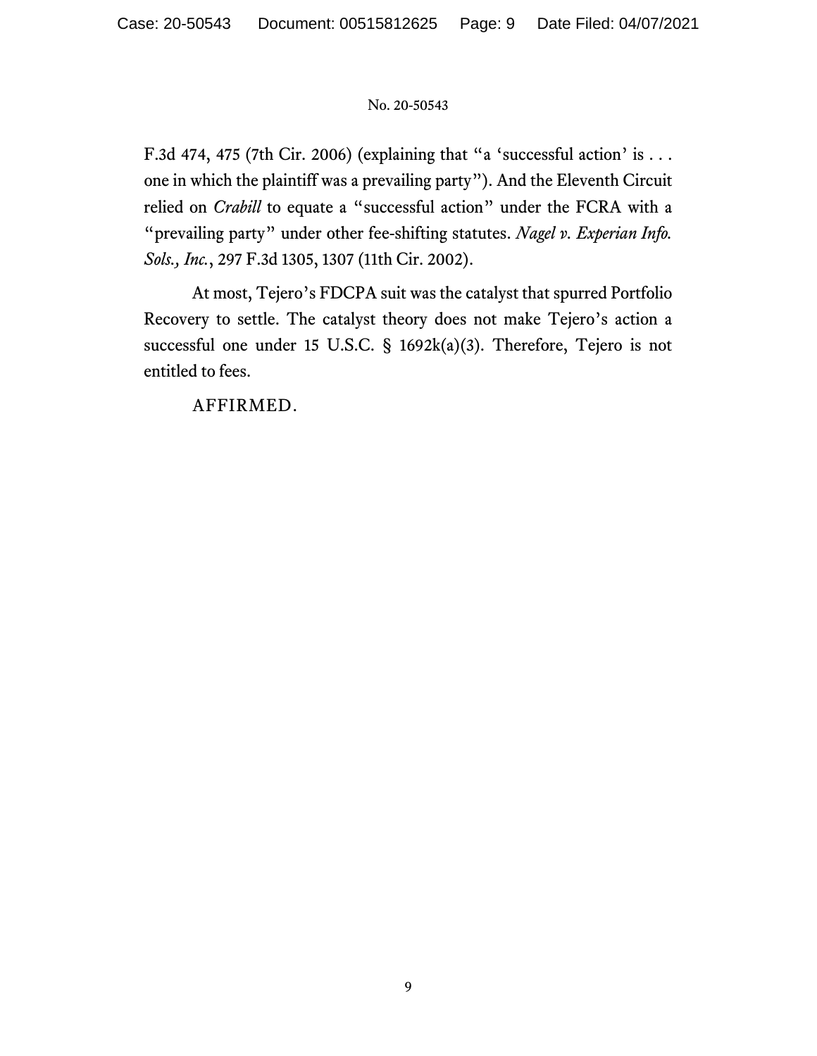F.3d 474, 475 (7th Cir. 2006) (explaining that "a 'successful action' is . . . one in which the plaintiff was a prevailing party"). And the Eleventh Circuit relied on *Crabill* to equate a "successful action" under the FCRA with a "prevailing party" under other fee-shifting statutes. *Nagel v. Experian Info. Sols., Inc.*, 297 F.3d 1305, 1307 (11th Cir. 2002).

At most, Tejero's FDCPA suit was the catalyst that spurred Portfolio Recovery to settle. The catalyst theory does not make Tejero's action a successful one under 15 U.S.C. § 1692k(a)(3). Therefore, Tejero is not entitled to fees.

AFFIRMED.